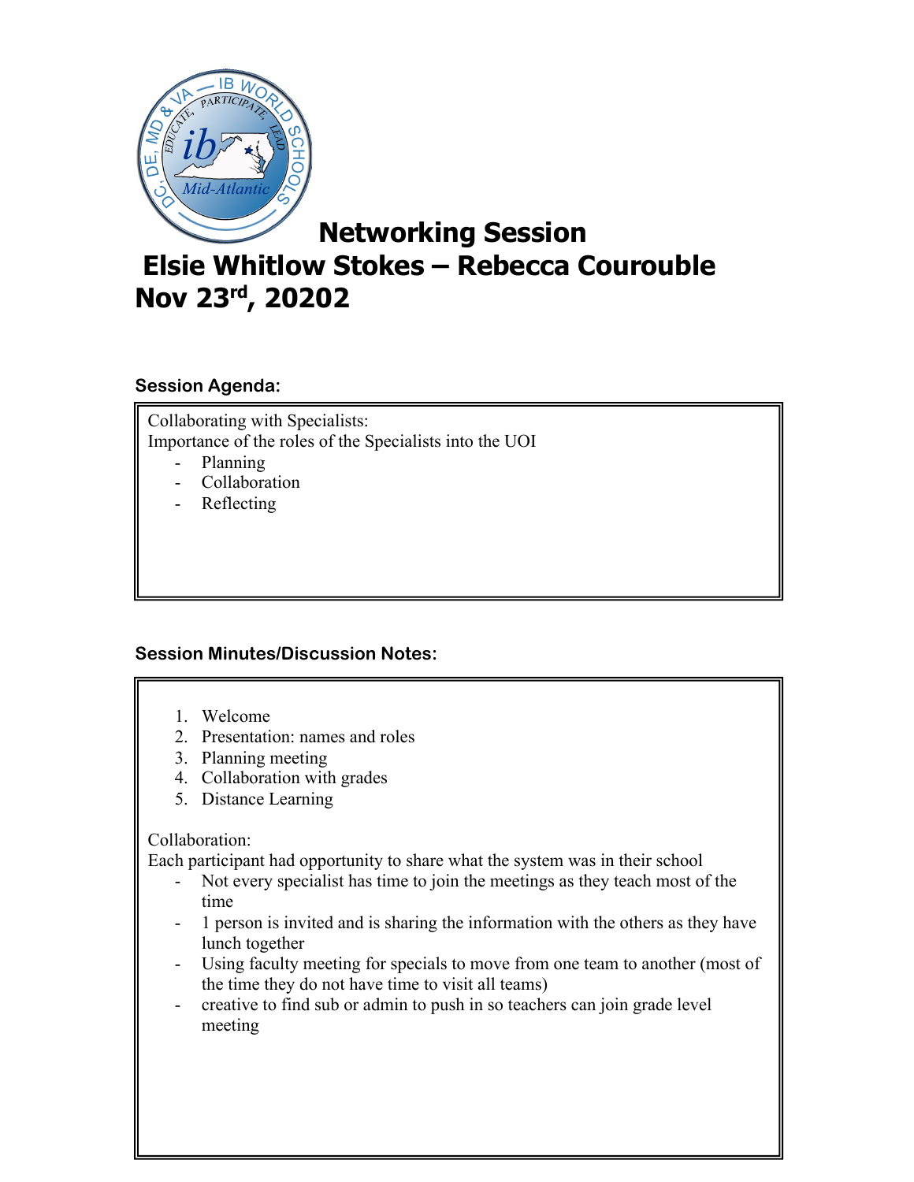# Networking Session

# Elsie Whitlow Stokes – Rebecca Courouble

# Nov 23rd, 20202

### Session Agenda:

Collaborating with Specialists:
Importance of the roles of the Specialists into the UOI

- Planning
- Collaboration
- Reflecting

### Session Minutes/Discussion Notes:

1. Welcome
2. Presentation: names and roles
3. Planning meeting
4. Collaboration with grades
5. Distance Learning

Collaboration:
Each participant had opportunity to share what the system was in their school

- Not every specialist has time to join the meetings as they teach most of the time
- 1 person is invited and is sharing the information with the others as they have lunch together
- Using faculty meeting for specials to move from one team to another (most of the time they do not have time to visit all teams)
- creative to find sub or admin to push in so teachers can join grade level meeting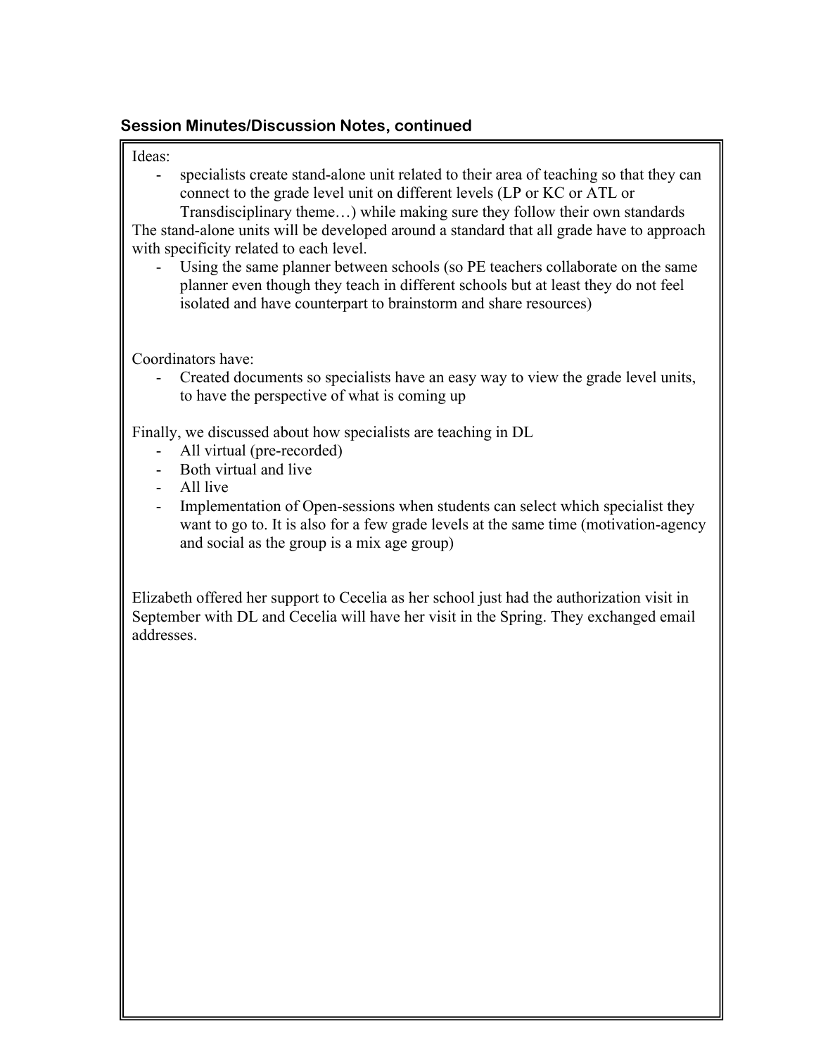**Session Minutes/Discussion Notes, continued**

Ideas:

- specialists create stand-alone unit related to their area of teaching so that they can connect to the grade level unit on different levels (LP or KC or ATL or Transdisciplinary theme…) while making sure they follow their own standards

The stand-alone units will be developed around a standard that all grade have to approach with specificity related to each level.

- Using the same planner between schools (so PE teachers collaborate on the same planner even though they teach in different schools but at least they do not feel isolated and have counterpart to brainstorm and share resources)

Coordinators have:

- Created documents so specialists have an easy way to view the grade level units, to have the perspective of what is coming up

Finally, we discussed about how specialists are teaching in DL

- All virtual (pre-recorded)
- Both virtual and live
- All live
- Implementation of Open-sessions when students can select which specialist they want to go to. It is also for a few grade levels at the same time (motivation-agency and social as the group is a mix age group)

Elizabeth offered her support to Cecelia as her school just had the authorization visit in September with DL and Cecelia will have her visit in the Spring. They exchanged email addresses.